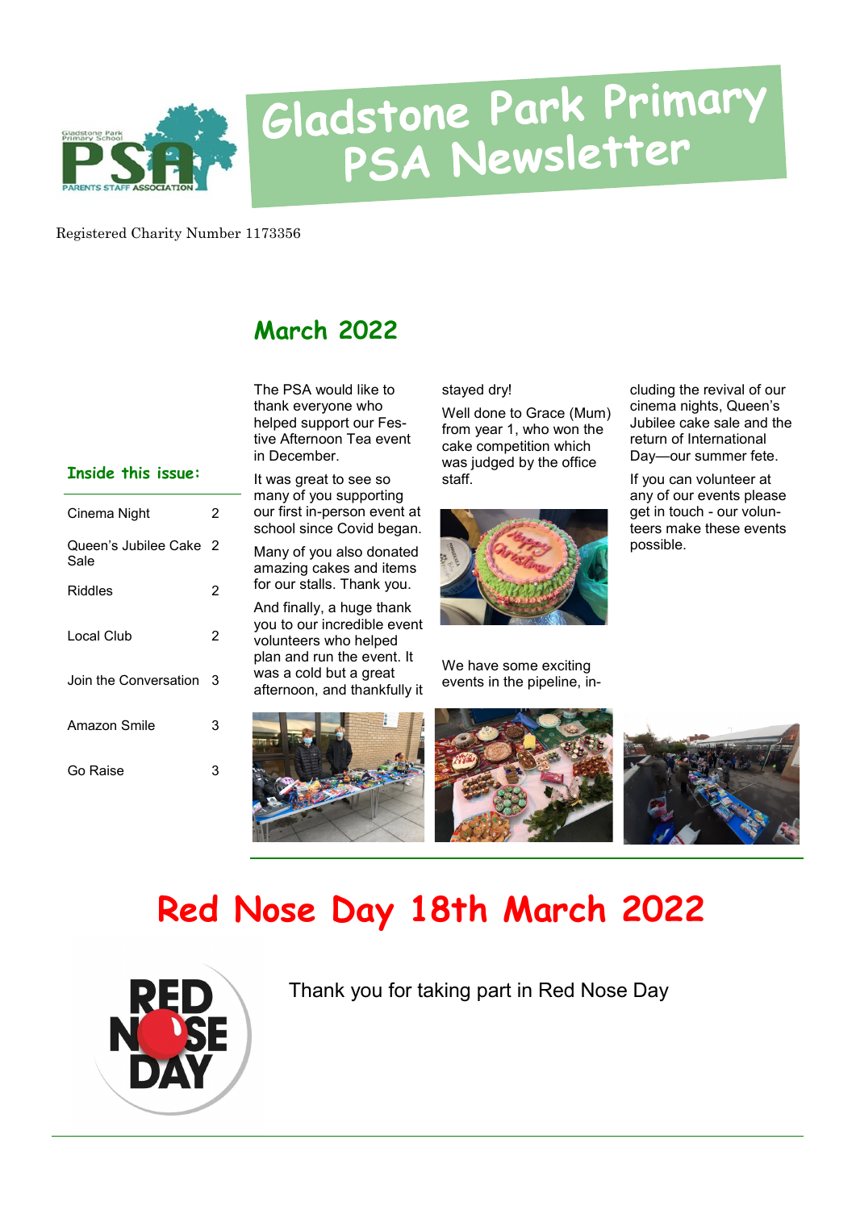# Gladstone Park Primary PSA Newsletter

Registered Charity Number 1173356

## March 2022

### Inside this issue:

| | |
|---|---|
| Cinema Night | 2 |
| Queen's Jubilee Cake Sale | 2 |
| Riddles | 2 |
| Local Club | 2 |
| Join the Conversation | 3 |
| Amazon Smile | 3 |
| Go Raise | 3 |

The PSA would like to thank everyone who helped support our Festive Afternoon Tea event in December.

It was great to see so many of you supporting our first in-person event at school since Covid began.

Many of you also donated amazing cakes and items for our stalls. Thank you.

And finally, a huge thank you to our incredible event volunteers who helped plan and run the event. It was a cold but a great afternoon, and thankfully it stayed dry!

Well done to Grace (Mum) from year 1, who won the cake competition which was judged by the office staff.

We have some exciting events in the pipeline, including the revival of our cinema nights, Queen's Jubilee cake sale and the return of International Day—our summer fete.

If you can volunteer at any of our events please get in touch - our volunteers make these events possible.

# Red Nose Day 18th March 2022

Thank you for taking part in Red Nose Day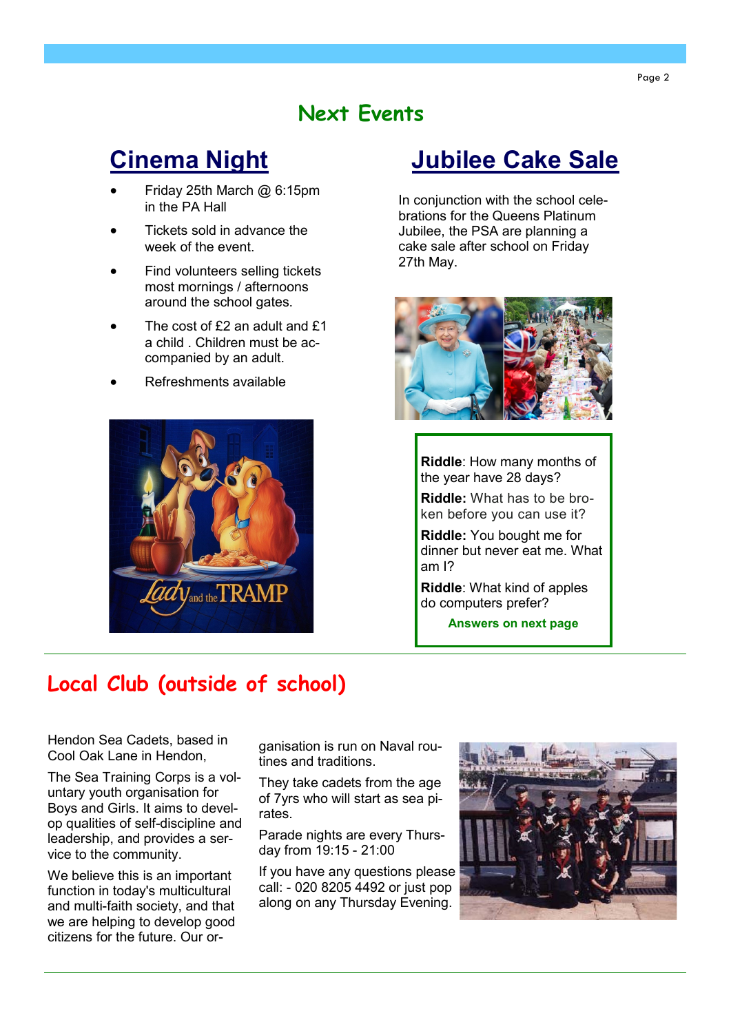# Next Events

## Cinema Night

- Friday 25th March @ 6:15pm in the PA Hall
- Tickets sold in advance the week of the event.
- Find volunteers selling tickets most mornings / afternoons around the school gates.
- The cost of £2 an adult and £1 a child . Children must be accompanied by an adult.
- Refreshments available

## Jubilee Cake Sale

In conjunction with the school celebrations for the Queens Platinum Jubilee, the PSA are planning a cake sale after school on Friday 27th May.

**Riddle**: How many months of the year have 28 days?

**Riddle:** What has to be broken before you can use it?

**Riddle:** You bought me for dinner but never eat me. What am I?

**Riddle**: What kind of apples do computers prefer?

**Answers on next page**

# Local Club (outside of school)

Hendon Sea Cadets, based in Cool Oak Lane in Hendon,

The Sea Training Corps is a voluntary youth organisation for Boys and Girls. It aims to develop qualities of self-discipline and leadership, and provides a service to the community.

We believe this is an important function in today's multicultural and multi-faith society, and that we are helping to develop good citizens for the future. Our organisation is run on Naval routines and traditions.

They take cadets from the age of 7yrs who will start as sea pirates.

Parade nights are every Thursday from 19:15 - 21:00

If you have any questions please call: - 020 8205 4492 or just pop along on any Thursday Evening.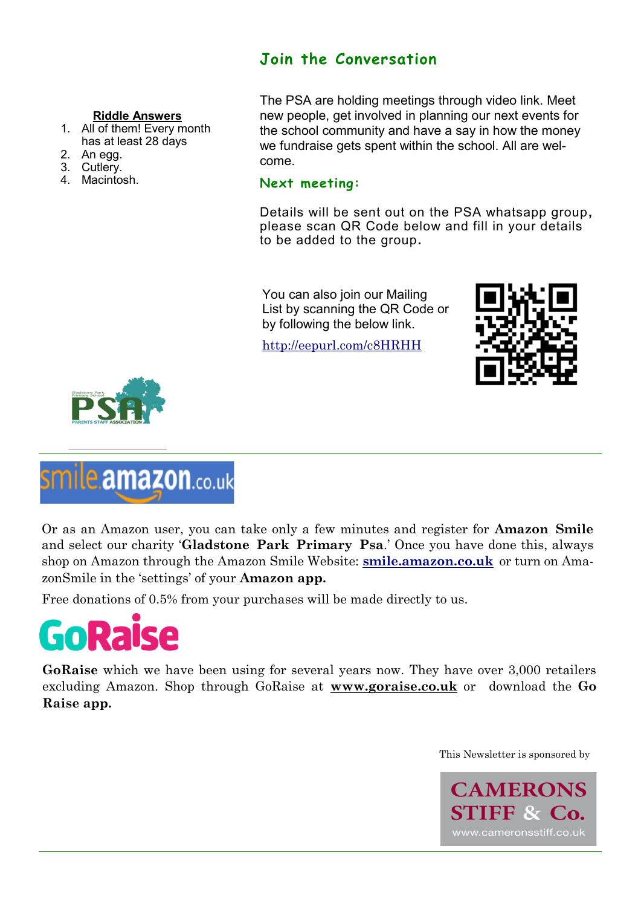## Join the Conversation

**Riddle Answers**

1. All of them! Every month has at least 28 days
2. An egg.
3. Cutlery.
4. Macintosh.

The PSA are holding meetings through video link. Meet new people, get involved in planning our next events for the school community and have a say in how the money we fundraise gets spent within the school. All are welcome.

### Next meeting:

Details will be sent out on the PSA whatsapp group, please scan QR Code below and fill in your details to be added to the group.

You can also join our Mailing List by scanning the QR Code or by following the below link.

http://eepurl.com/c8HRHH

Gladstone Park Primary School
PSA
PARENTS STAFF ASSOCIATION

---

smile.amazon.co.uk

Or as an Amazon user, you can take only a few minutes and register for **Amazon Smile** and select our charity '**Gladstone Park Primary Psa**.' Once you have done this, always shop on Amazon through the Amazon Smile Website: **smile.amazon.co.uk** or turn on AmazonSmile in the 'settings' of your **Amazon app.**

Free donations of 0.5% from your purchases will be made directly to us.

GoRaise

**GoRaise** which we have been using for several years now. They have over 3,000 retailers excluding Amazon. Shop through GoRaise at **www.goraise.co.uk** or download the **Go Raise app.**

This Newsletter is sponsored by

CAMERONS STIFF & Co.
www.cameronsstiff.co.uk